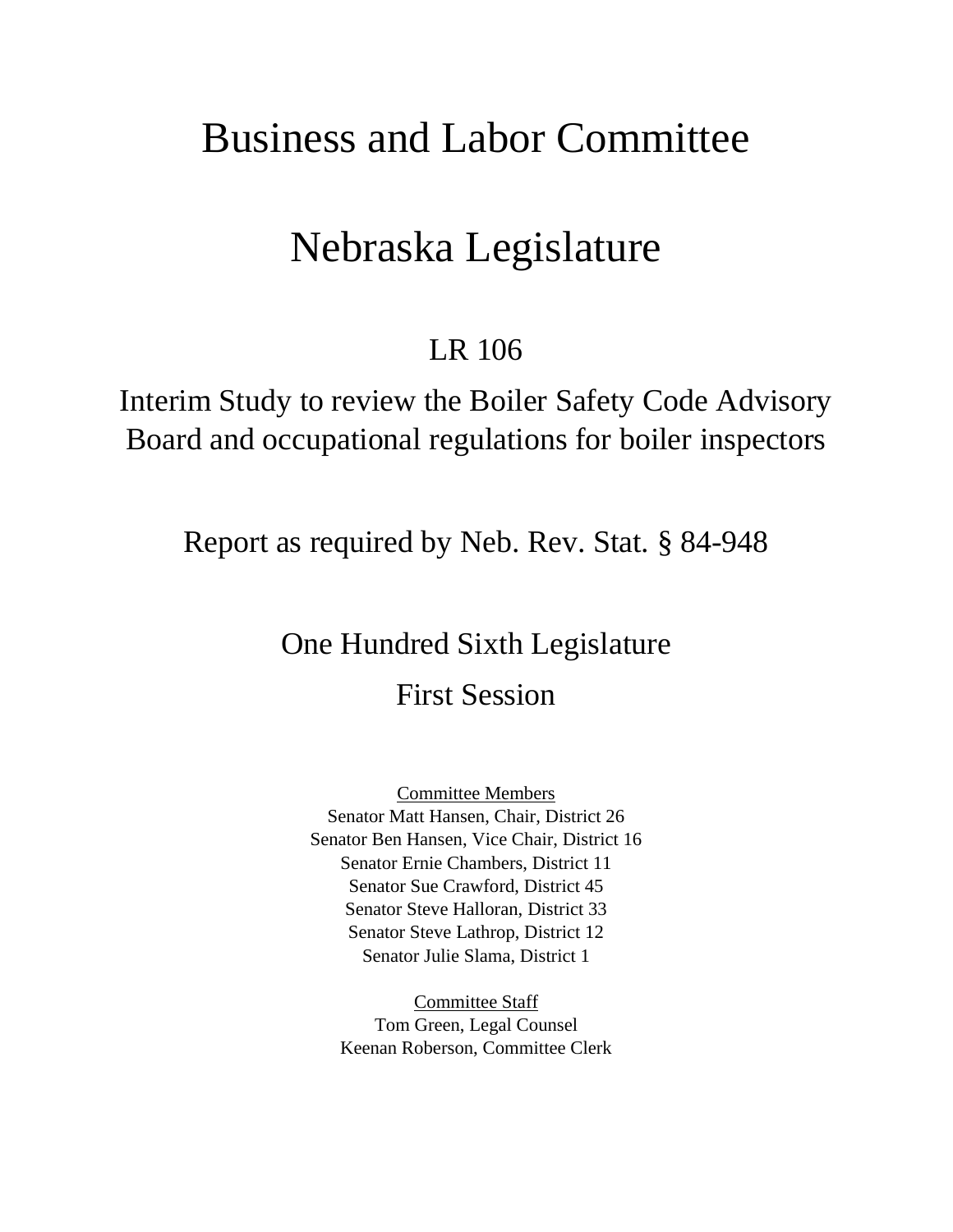# Business and Labor Committee

# Nebraska Legislature

## LR 106

## Interim Study to review the Boiler Safety Code Advisory Board and occupational regulations for boiler inspectors

## Report as required by Neb. Rev. Stat. § 84-948

## One Hundred Sixth Legislature

## First Session

<u>Committee Members</u>
Senator Matt Hansen, Chair, District 26
Senator Ben Hansen, Vice Chair, District 16
Senator Ernie Chambers, District 11
Senator Sue Crawford, District 45
Senator Steve Halloran, District 33
Senator Steve Lathrop, District 12
Senator Julie Slama, District 1

<u>Committee Staff</u>
Tom Green, Legal Counsel
Keenan Roberson, Committee Clerk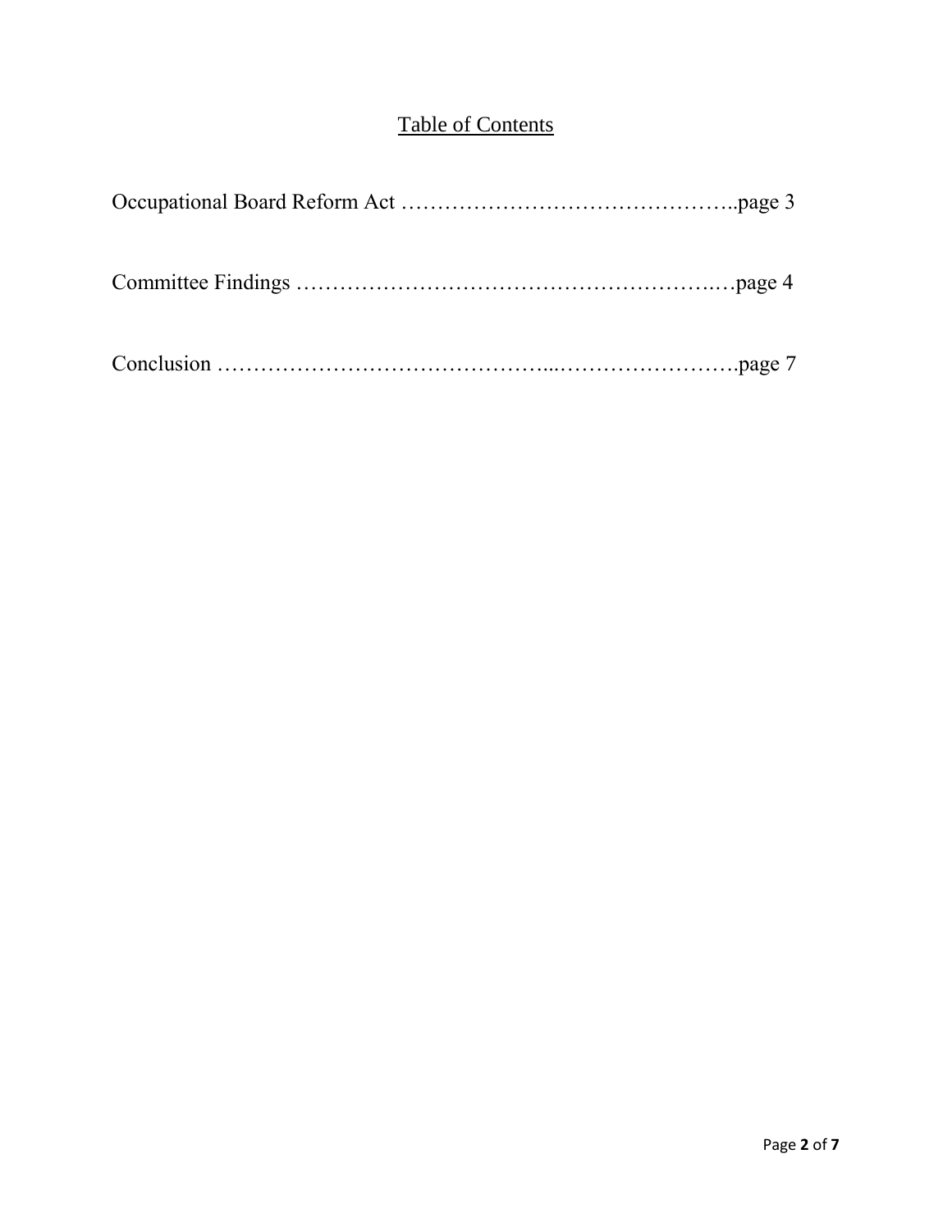## Table of Contents

Occupational Board Reform Act ………………………………………..page 3

Committee Findings ………………………………………………..…page 4

Conclusion ……………………………………...…………………….page 7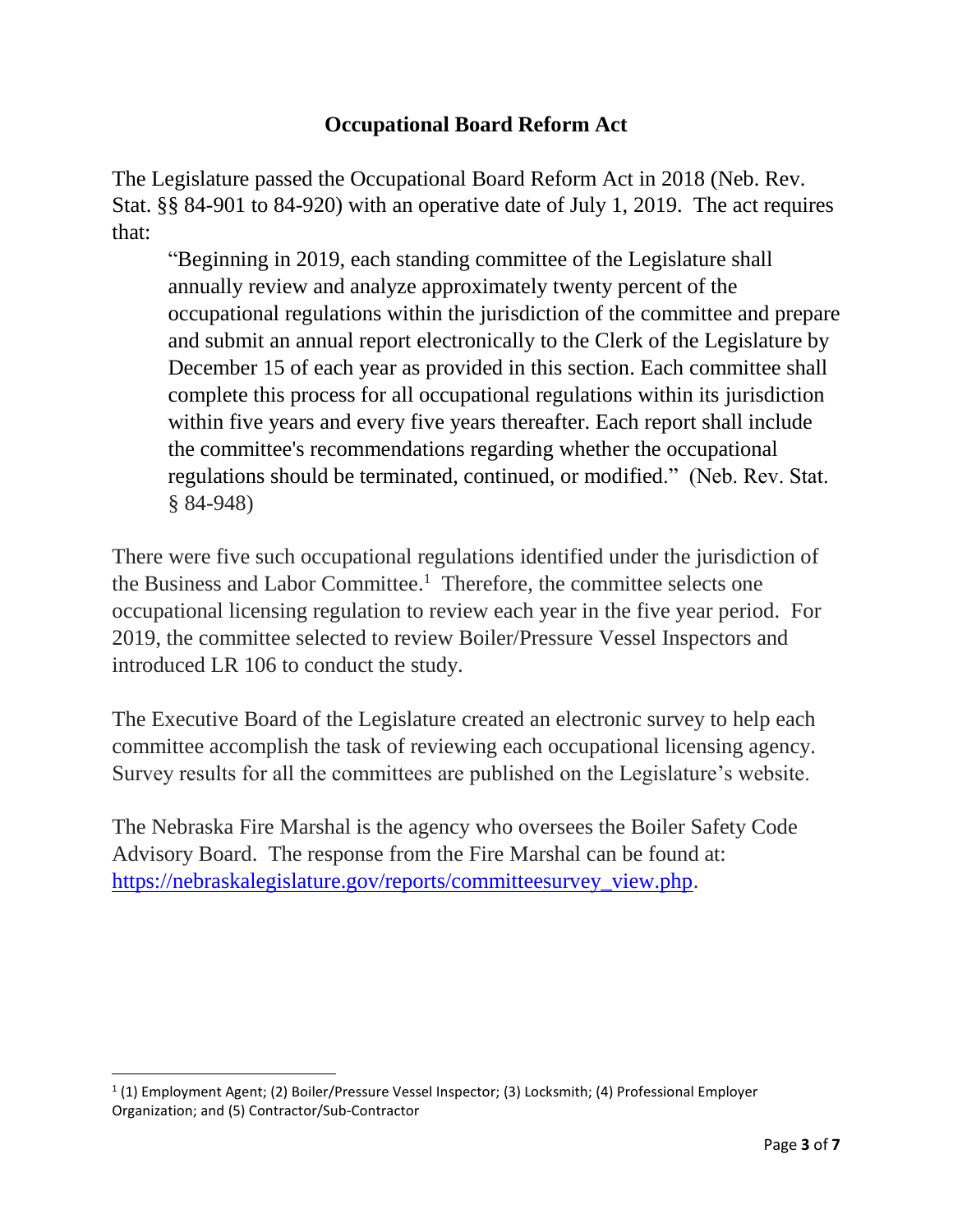# Occupational Board Reform Act

The Legislature passed the Occupational Board Reform Act in 2018 (Neb. Rev. Stat. §§ 84-901 to 84-920) with an operative date of July 1, 2019. The act requires that:

> "Beginning in 2019, each standing committee of the Legislature shall annually review and analyze approximately twenty percent of the occupational regulations within the jurisdiction of the committee and prepare and submit an annual report electronically to the Clerk of the Legislature by December 15 of each year as provided in this section. Each committee shall complete this process for all occupational regulations within its jurisdiction within five years and every five years thereafter. Each report shall include the committee's recommendations regarding whether the occupational regulations should be terminated, continued, or modified." (Neb. Rev. Stat. § 84-948)

There were five such occupational regulations identified under the jurisdiction of the Business and Labor Committee.[1] Therefore, the committee selects one occupational licensing regulation to review each year in the five year period. For 2019, the committee selected to review Boiler/Pressure Vessel Inspectors and introduced LR 106 to conduct the study.

The Executive Board of the Legislature created an electronic survey to help each committee accomplish the task of reviewing each occupational licensing agency. Survey results for all the committees are published on the Legislature's website.

The Nebraska Fire Marshal is the agency who oversees the Boiler Safety Code Advisory Board. The response from the Fire Marshal can be found at: [https://nebraskalegislature.gov/reports/committeesurvey_view.php](https://nebraskalegislature.gov/reports/committeesurvey_view.php).

---

[1] (1) Employment Agent; (2) Boiler/Pressure Vessel Inspector; (3) Locksmith; (4) Professional Employer Organization; and (5) Contractor/Sub-Contractor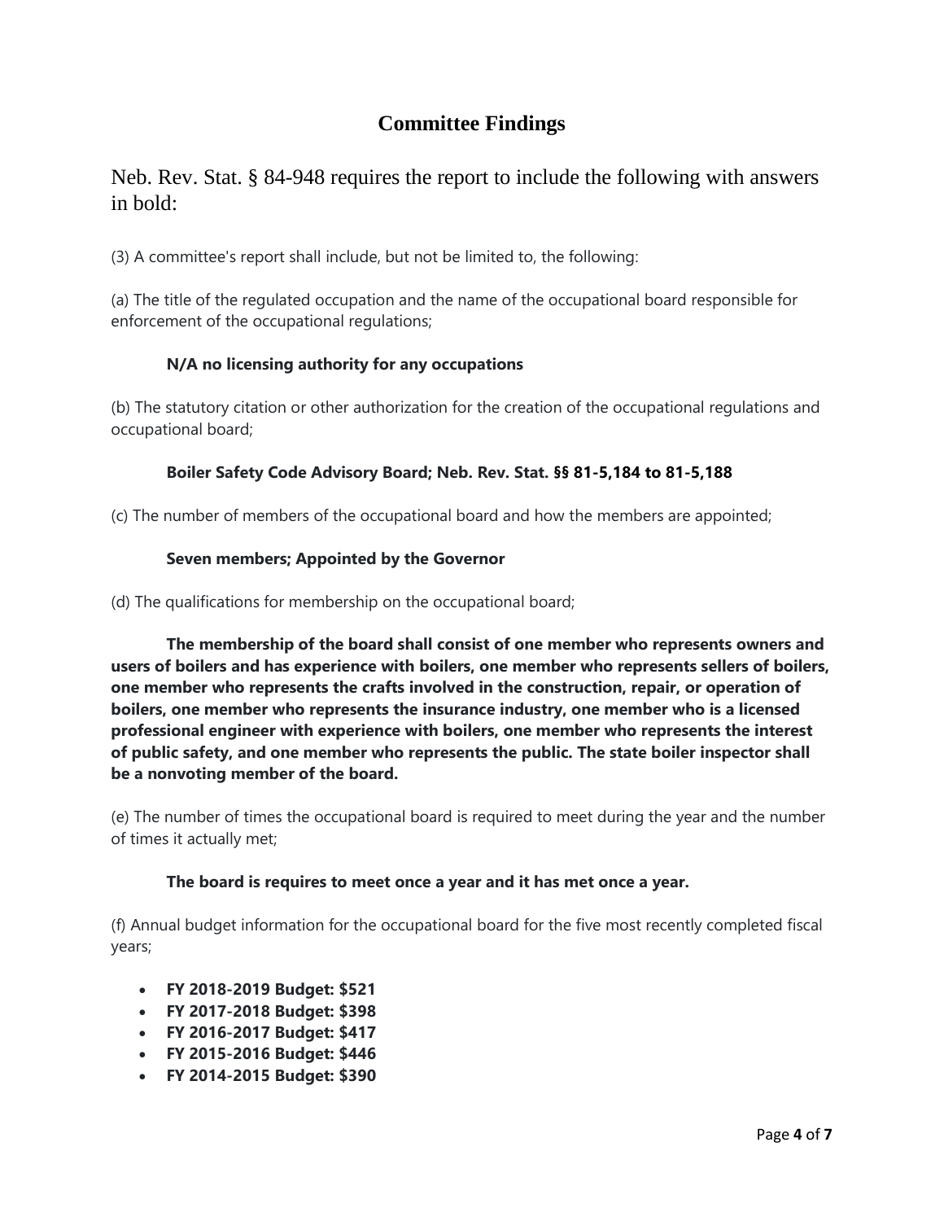# Committee Findings

Neb. Rev. Stat. § 84-948 requires the report to include the following with answers in bold:

(3) A committee's report shall include, but not be limited to, the following:

(a) The title of the regulated occupation and the name of the occupational board responsible for enforcement of the occupational regulations;

**N/A no licensing authority for any occupations**

(b) The statutory citation or other authorization for the creation of the occupational regulations and occupational board;

**Boiler Safety Code Advisory Board; Neb. Rev. Stat. §§ 81-5,184 to 81-5,188**

(c) The number of members of the occupational board and how the members are appointed;

**Seven members; Appointed by the Governor**

(d) The qualifications for membership on the occupational board;

**The membership of the board shall consist of one member who represents owners and users of boilers and has experience with boilers, one member who represents sellers of boilers, one member who represents the crafts involved in the construction, repair, or operation of boilers, one member who represents the insurance industry, one member who is a licensed professional engineer with experience with boilers, one member who represents the interest of public safety, and one member who represents the public. The state boiler inspector shall be a nonvoting member of the board.**

(e) The number of times the occupational board is required to meet during the year and the number of times it actually met;

**The board is requires to meet once a year and it has met once a year.**

(f) Annual budget information for the occupational board for the five most recently completed fiscal years;

- **FY 2018-2019 Budget: $521**
- **FY 2017-2018 Budget: $398**
- **FY 2016-2017 Budget: $417**
- **FY 2015-2016 Budget: $446**
- **FY 2014-2015 Budget: $390**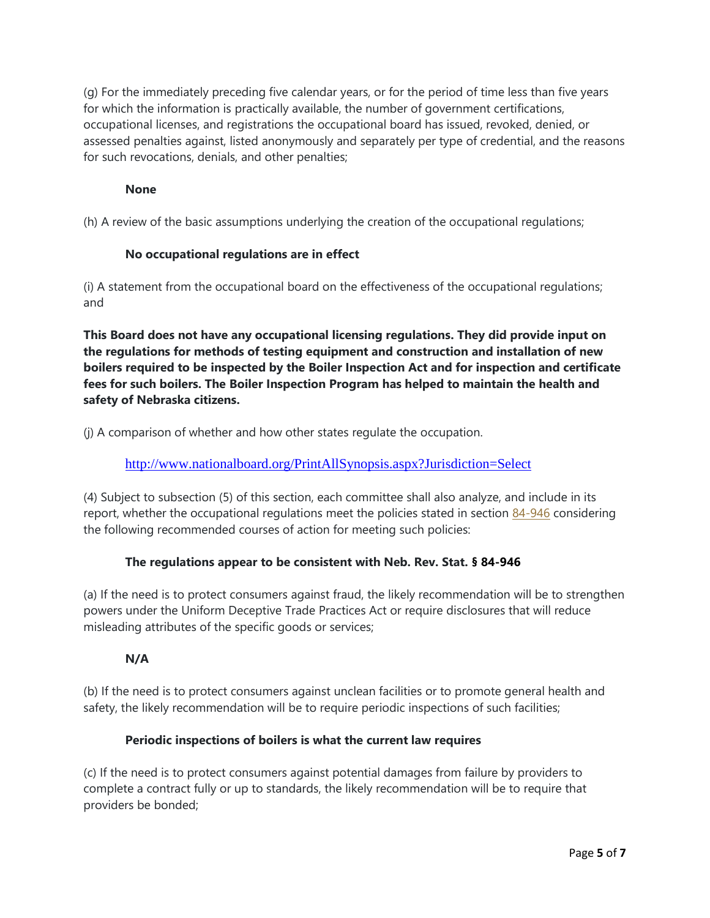(g) For the immediately preceding five calendar years, or for the period of time less than five years for which the information is practically available, the number of government certifications, occupational licenses, and registrations the occupational board has issued, revoked, denied, or assessed penalties against, listed anonymously and separately per type of credential, and the reasons for such revocations, denials, and other penalties;

**None**

(h) A review of the basic assumptions underlying the creation of the occupational regulations;

**No occupational regulations are in effect**

(i) A statement from the occupational board on the effectiveness of the occupational regulations; and

**This Board does not have any occupational licensing regulations. They did provide input on the regulations for methods of testing equipment and construction and installation of new boilers required to be inspected by the Boiler Inspection Act and for inspection and certificate fees for such boilers. The Boiler Inspection Program has helped to maintain the health and safety of Nebraska citizens.**

(j) A comparison of whether and how other states regulate the occupation.

http://www.nationalboard.org/PrintAllSynopsis.aspx?Jurisdiction=Select

(4) Subject to subsection (5) of this section, each committee shall also analyze, and include in its report, whether the occupational regulations meet the policies stated in section 84-946 considering the following recommended courses of action for meeting such policies:

**The regulations appear to be consistent with Neb. Rev. Stat. § 84-946**

(a) If the need is to protect consumers against fraud, the likely recommendation will be to strengthen powers under the Uniform Deceptive Trade Practices Act or require disclosures that will reduce misleading attributes of the specific goods or services;

**N/A**

(b) If the need is to protect consumers against unclean facilities or to promote general health and safety, the likely recommendation will be to require periodic inspections of such facilities;

**Periodic inspections of boilers is what the current law requires**

(c) If the need is to protect consumers against potential damages from failure by providers to complete a contract fully or up to standards, the likely recommendation will be to require that providers be bonded;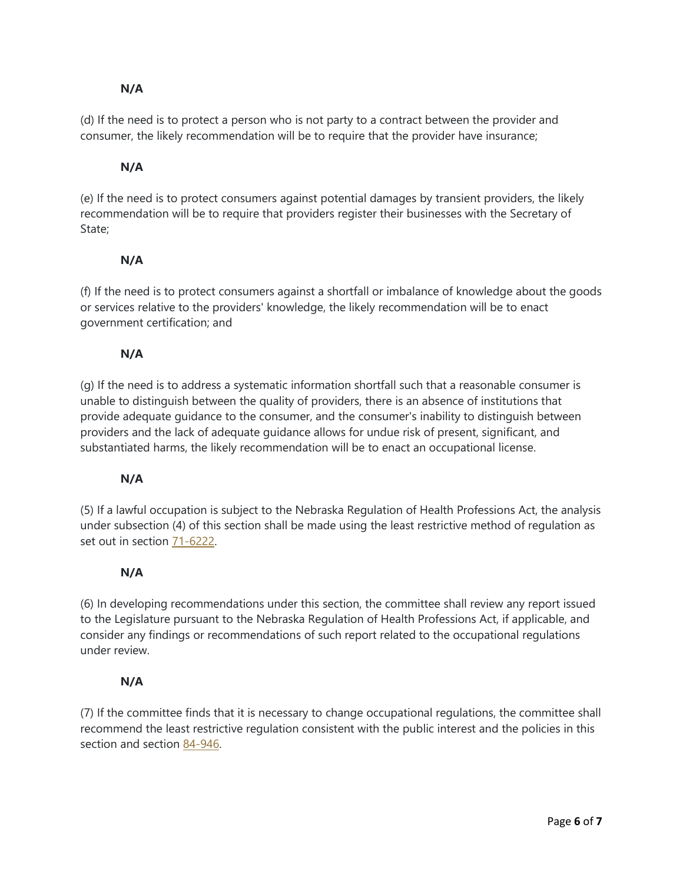**N/A**

(d) If the need is to protect a person who is not party to a contract between the provider and consumer, the likely recommendation will be to require that the provider have insurance;

**N/A**

(e) If the need is to protect consumers against potential damages by transient providers, the likely recommendation will be to require that providers register their businesses with the Secretary of State;

**N/A**

(f) If the need is to protect consumers against a shortfall or imbalance of knowledge about the goods or services relative to the providers' knowledge, the likely recommendation will be to enact government certification; and

**N/A**

(g) If the need is to address a systematic information shortfall such that a reasonable consumer is unable to distinguish between the quality of providers, there is an absence of institutions that provide adequate guidance to the consumer, and the consumer's inability to distinguish between providers and the lack of adequate guidance allows for undue risk of present, significant, and substantiated harms, the likely recommendation will be to enact an occupational license.

**N/A**

(5) If a lawful occupation is subject to the Nebraska Regulation of Health Professions Act, the analysis under subsection (4) of this section shall be made using the least restrictive method of regulation as set out in section 71-6222.

**N/A**

(6) In developing recommendations under this section, the committee shall review any report issued to the Legislature pursuant to the Nebraska Regulation of Health Professions Act, if applicable, and consider any findings or recommendations of such report related to the occupational regulations under review.

**N/A**

(7) If the committee finds that it is necessary to change occupational regulations, the committee shall recommend the least restrictive regulation consistent with the public interest and the policies in this section and section 84-946.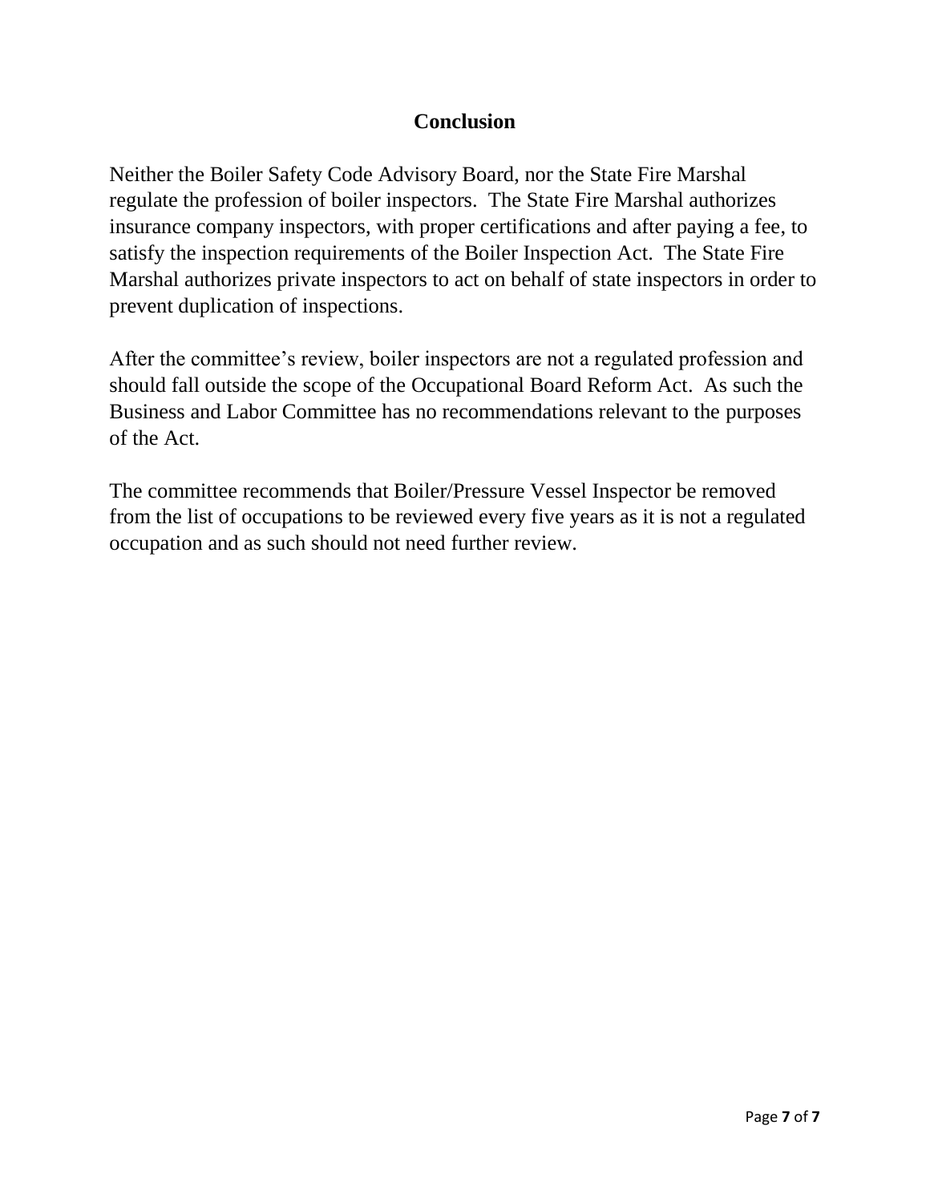## Conclusion

Neither the Boiler Safety Code Advisory Board, nor the State Fire Marshal regulate the profession of boiler inspectors. The State Fire Marshal authorizes insurance company inspectors, with proper certifications and after paying a fee, to satisfy the inspection requirements of the Boiler Inspection Act. The State Fire Marshal authorizes private inspectors to act on behalf of state inspectors in order to prevent duplication of inspections.

After the committee's review, boiler inspectors are not a regulated profession and should fall outside the scope of the Occupational Board Reform Act. As such the Business and Labor Committee has no recommendations relevant to the purposes of the Act.

The committee recommends that Boiler/Pressure Vessel Inspector be removed from the list of occupations to be reviewed every five years as it is not a regulated occupation and as such should not need further review.